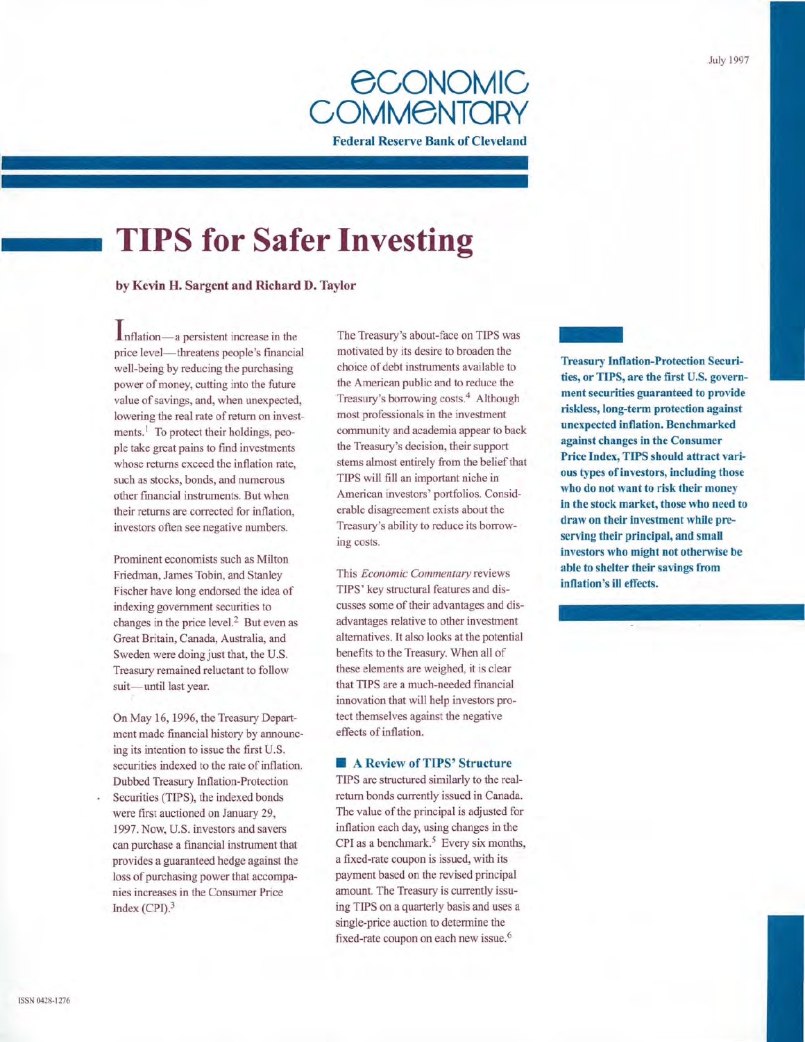July 1997

# Economic Commentary

**Federal Reserve Bank of Cleveland**

# TIPS for Safer Investing

**by Kevin H. Sargent and Richard D. Taylor**

**Treasury Inflation-Protection Securities, or TIPS, are the first U.S. government securities guaranteed to provide riskless, long-term protection against unexpected inflation. Benchmarked against changes in the Consumer Price Index, TIPS should attract various types of investors, including those who do not want to risk their money in the stock market, those who need to draw on their investment while preserving their principal, and small investors who might not otherwise be able to shelter their savings from inflation's ill effects.**

Inflation—a persistent increase in the price level—threatens people's financial well-being by reducing the purchasing power of money, cutting into the future value of savings, and, when unexpected, lowering the real rate of return on investments.[1] To protect their holdings, people take great pains to find investments whose returns exceed the inflation rate, such as stocks, bonds, and numerous other financial instruments. But when their returns are corrected for inflation, investors often see negative numbers.

Prominent economists such as Milton Friedman, James Tobin, and Stanley Fischer have long endorsed the idea of indexing government securities to changes in the price level.[2] But even as Great Britain, Canada, Australia, and Sweden were doing just that, the U.S. Treasury remained reluctant to follow suit—until last year.

On May 16, 1996, the Treasury Department made financial history by announcing its intention to issue the first U.S. securities indexed to the rate of inflation. Dubbed Treasury Inflation-Protection Securities (TIPS), the indexed bonds were first auctioned on January 29, 1997. Now, U.S. investors and savers can purchase a financial instrument that provides a guaranteed hedge against the loss of purchasing power that accompanies increases in the Consumer Price Index (CPI).[3]

The Treasury's about-face on TIPS was motivated by its desire to broaden the choice of debt instruments available to the American public and to reduce the Treasury's borrowing costs.[4] Although most professionals in the investment community and academia appear to back the Treasury's decision, their support stems almost entirely from the belief that TIPS will fill an important niche in American investors' portfolios. Considerable disagreement exists about the Treasury's ability to reduce its borrowing costs.

This *Economic Commentary* reviews TIPS' key structural features and discusses some of their advantages and disadvantages relative to other investment alternatives. It also looks at the potential benefits to the Treasury. When all of these elements are weighed, it is clear that TIPS are a much-needed financial innovation that will help investors protect themselves against the negative effects of inflation.

## A Review of TIPS' Structure

TIPS are structured similarly to the real-return bonds currently issued in Canada. The value of the principal is adjusted for inflation each day, using changes in the CPI as a benchmark.[5] Every six months, a fixed-rate coupon is issued, with its payment based on the revised principal amount. The Treasury is currently issuing TIPS on a quarterly basis and uses a single-price auction to determine the fixed-rate coupon on each new issue.[6]

ISSN 0428-1276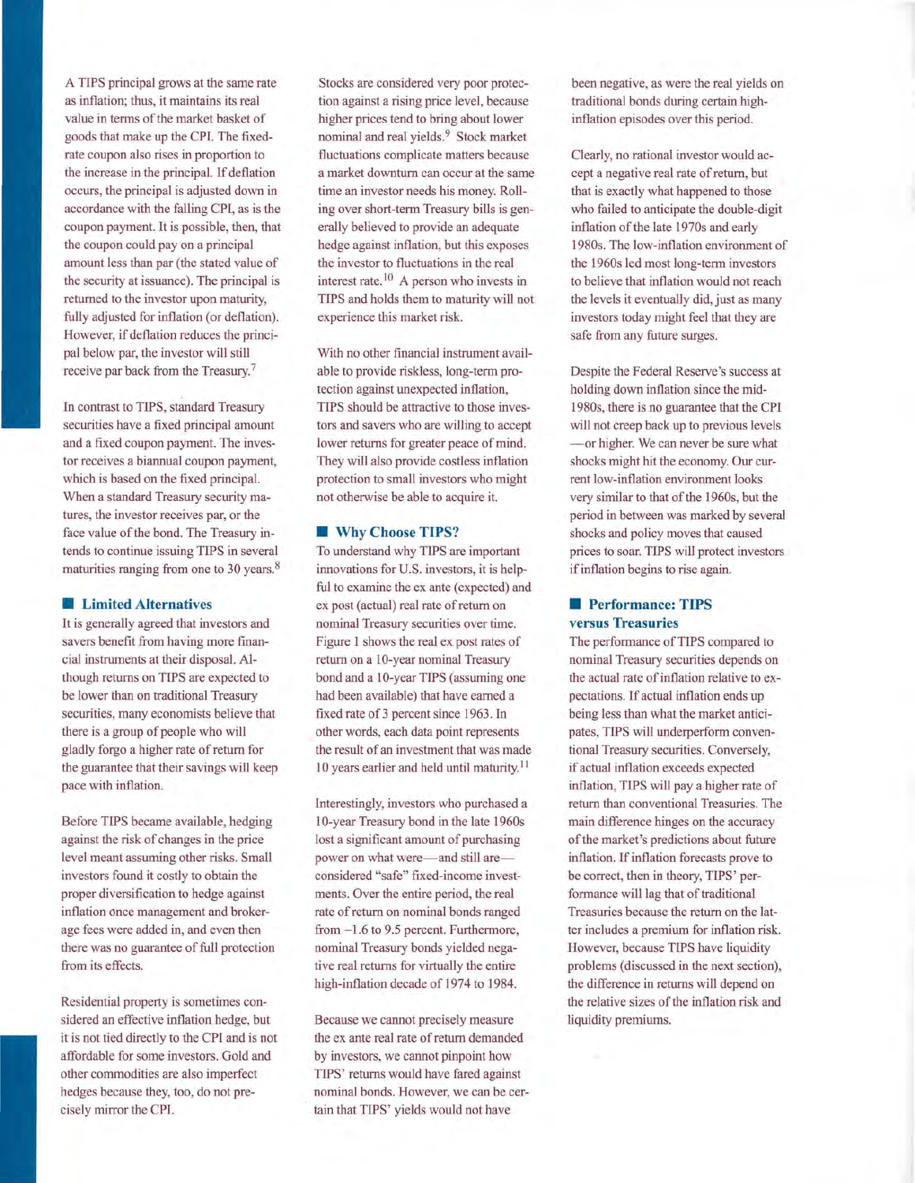A TIPS principal grows at the same rate as inflation; thus, it maintains its real value in terms of the market basket of goods that make up the CPI. The fixed-rate coupon also rises in proportion to the increase in the principal. If deflation occurs, the principal is adjusted down in accordance with the falling CPI, as is the coupon payment. It is possible, then, that the coupon could pay on a principal amount less than par (the stated value of the security at issuance). The principal is returned to the investor upon maturity, fully adjusted for inflation (or deflation). However, if deflation reduces the principal below par, the investor will still receive par back from the Treasury.[7]

In contrast to TIPS, standard Treasury securities have a fixed principal amount and a fixed coupon payment. The investor receives a biannual coupon payment, which is based on the fixed principal. When a standard Treasury security matures, the investor receives par, or the face value of the bond. The Treasury intends to continue issuing TIPS in several maturities ranging from one to 30 years.[8]

## Limited Alternatives

It is generally agreed that investors and savers benefit from having more financial instruments at their disposal. Although returns on TIPS are expected to be lower than on traditional Treasury securities, many economists believe that there is a group of people who will gladly forgo a higher rate of return for the guarantee that their savings will keep pace with inflation.

Before TIPS became available, hedging against the risk of changes in the price level meant assuming other risks. Small investors found it costly to obtain the proper diversification to hedge against inflation once management and brokerage fees were added in, and even then there was no guarantee of full protection from its effects.

Residential property is sometimes considered an effective inflation hedge, but it is not tied directly to the CPI and is not affordable for some investors. Gold and other commodities are also imperfect hedges because they, too, do not precisely mirror the CPI.

Stocks are considered very poor protection against a rising price level, because higher prices tend to bring about lower nominal and real yields.[9] Stock market fluctuations complicate matters because a market downturn can occur at the same time an investor needs his money. Rolling over short-term Treasury bills is generally believed to provide an adequate hedge against inflation, but this exposes the investor to fluctuations in the real interest rate.[10] A person who invests in TIPS and holds them to maturity will not experience this market risk.

With no other financial instrument available to provide riskless, long-term protection against unexpected inflation, TIPS should be attractive to those investors and savers who are willing to accept lower returns for greater peace of mind. They will also provide costless inflation protection to small investors who might not otherwise be able to acquire it.

## Why Choose TIPS?

To understand why TIPS are important innovations for U.S. investors, it is helpful to examine the ex ante (expected) and ex post (actual) real rate of return on nominal Treasury securities over time. Figure 1 shows the real ex post rates of return on a 10-year nominal Treasury bond and a 10-year TIPS (assuming one had been available) that have earned a fixed rate of 3 percent since 1963. In other words, each data point represents the result of an investment that was made 10 years earlier and held until maturity.[11]

Interestingly, investors who purchased a 10-year Treasury bond in the late 1960s lost a significant amount of purchasing power on what were—and still are—considered "safe" fixed-income investments. Over the entire period, the real rate of return on nominal bonds ranged from –1.6 to 9.5 percent. Furthermore, nominal Treasury bonds yielded negative real returns for virtually the entire high-inflation decade of 1974 to 1984.

Because we cannot precisely measure the ex ante real rate of return demanded by investors, we cannot pinpoint how TIPS' returns would have fared against nominal bonds. However, we can be certain that TIPS' yields would not have been negative, as were the real yields on traditional bonds during certain high-inflation episodes over this period.

Clearly, no rational investor would accept a negative real rate of return, but that is exactly what happened to those who failed to anticipate the double-digit inflation of the late 1970s and early 1980s. The low-inflation environment of the 1960s led most long-term investors to believe that inflation would not reach the levels it eventually did, just as many investors today might feel that they are safe from any future surges.

Despite the Federal Reserve's success at holding down inflation since the mid-1980s, there is no guarantee that the CPI will not creep back up to previous levels —or higher. We can never be sure what shocks might hit the economy. Our current low-inflation environment looks very similar to that of the 1960s, but the period in between was marked by several shocks and policy moves that caused prices to soar. TIPS will protect investors if inflation begins to rise again.

## Performance: TIPS versus Treasuries

The performance of TIPS compared to nominal Treasury securities depends on the actual rate of inflation relative to expectations. If actual inflation ends up being less than what the market anticipates, TIPS will underperform conventional Treasury securities. Conversely, if actual inflation exceeds expected inflation, TIPS will pay a higher rate of return than conventional Treasuries. The main difference hinges on the accuracy of the market's predictions about future inflation. If inflation forecasts prove to be correct, then in theory, TIPS' performance will lag that of traditional Treasuries because the return on the latter includes a premium for inflation risk. However, because TIPS have liquidity problems (discussed in the next section), the difference in returns will depend on the relative sizes of the inflation risk and liquidity premiums.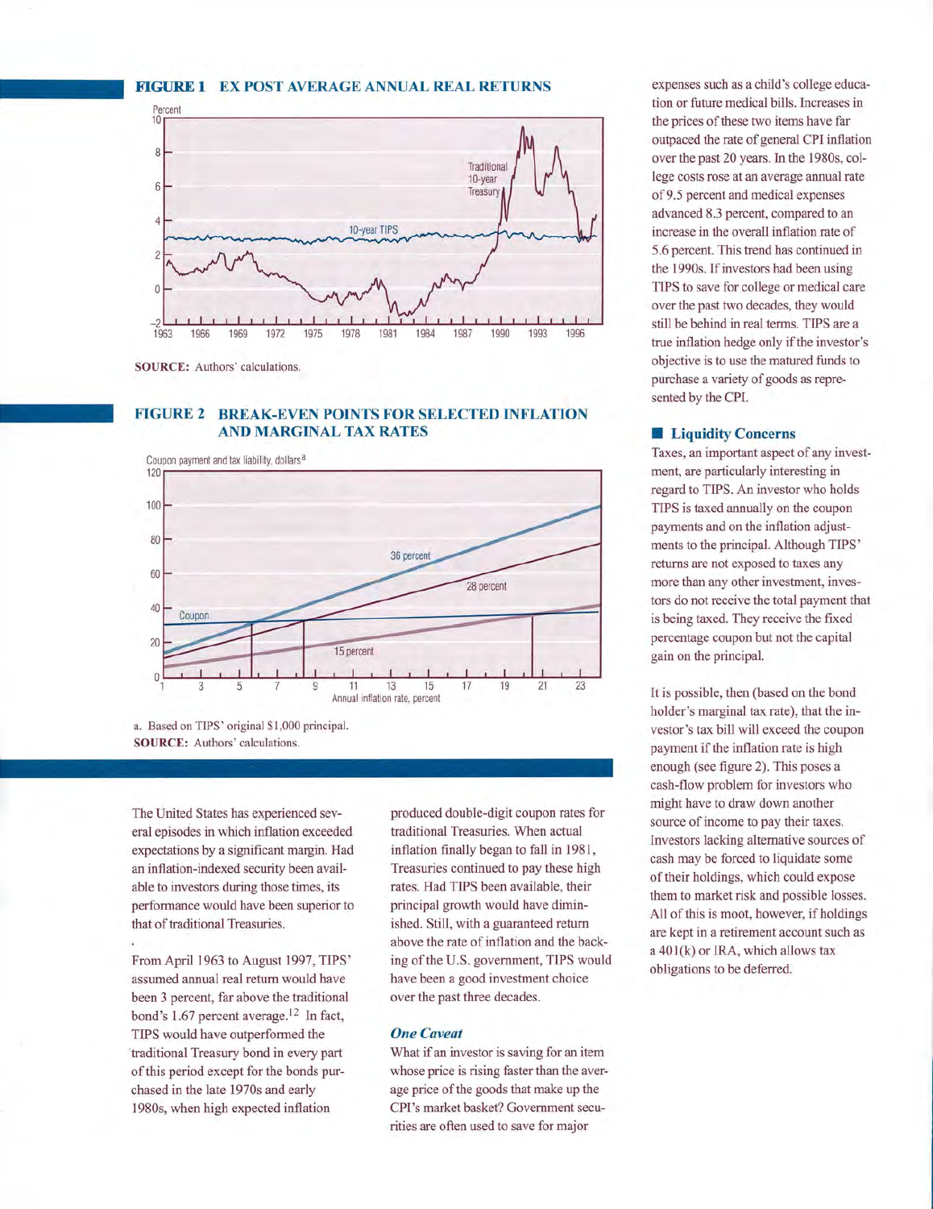### FIGURE 1 EX POST AVERAGE ANNUAL REAL RETURNS

SOURCE: Authors' calculations.

### FIGURE 2 BREAK-EVEN POINTS FOR SELECTED INFLATION AND MARGINAL TAX RATES

a. Based on TIPS' original $1,000 principal.

SOURCE: Authors' calculations.

The United States has experienced several episodes in which inflation exceeded expectations by a significant margin. Had an inflation-indexed security been available to investors during those times, its performance would have been superior to that of traditional Treasuries.

From April 1963 to August 1997, TIPS' assumed annual real return would have been 3 percent, far above the traditional bond's 1.67 percent average.[12] In fact, TIPS would have outperformed the traditional Treasury bond in every part of this period except for the bonds purchased in the late 1970s and early 1980s, when high expected inflation produced double-digit coupon rates for traditional Treasuries. When actual inflation finally began to fall in 1981, Treasuries continued to pay these high rates. Had TIPS been available, their principal growth would have diminished. Still, with a guaranteed return above the rate of inflation and the backing of the U.S. government, TIPS would have been a good investment choice over the past three decades.

#### *One Caveat*

What if an investor is saving for an item whose price is rising faster than the average price of the goods that make up the CPI's market basket? Government securities are often used to save for major expenses such as a child's college education or future medical bills. Increases in the prices of these two items have far outpaced the rate of general CPI inflation over the past 20 years. In the 1980s, college costs rose at an average annual rate of 9.5 percent and medical expenses advanced 8.3 percent, compared to an increase in the overall inflation rate of 5.6 percent. This trend has continued in the 1990s. If investors had been using TIPS to save for college or medical care over the past two decades, they would still be behind in real terms. TIPS are a true inflation hedge only if the investor's objective is to use the matured funds to purchase a variety of goods as represented by the CPI.

### Liquidity Concerns

Taxes, an important aspect of any investment, are particularly interesting in regard to TIPS. An investor who holds TIPS is taxed annually on the coupon payments and on the inflation adjustments to the principal. Although TIPS' returns are not exposed to taxes any more than any other investment, investors do not receive the total payment that is being taxed. They receive the fixed percentage coupon but not the capital gain on the principal.

It is possible, then (based on the bond holder's marginal tax rate), that the investor's tax bill will exceed the coupon payment if the inflation rate is high enough (see figure 2). This poses a cash-flow problem for investors who might have to draw down another source of income to pay their taxes. Investors lacking alternative sources of cash may be forced to liquidate some of their holdings, which could expose them to market risk and possible losses. All of this is moot, however, if holdings are kept in a retirement account such as a 401(k) or IRA, which allows tax obligations to be deferred.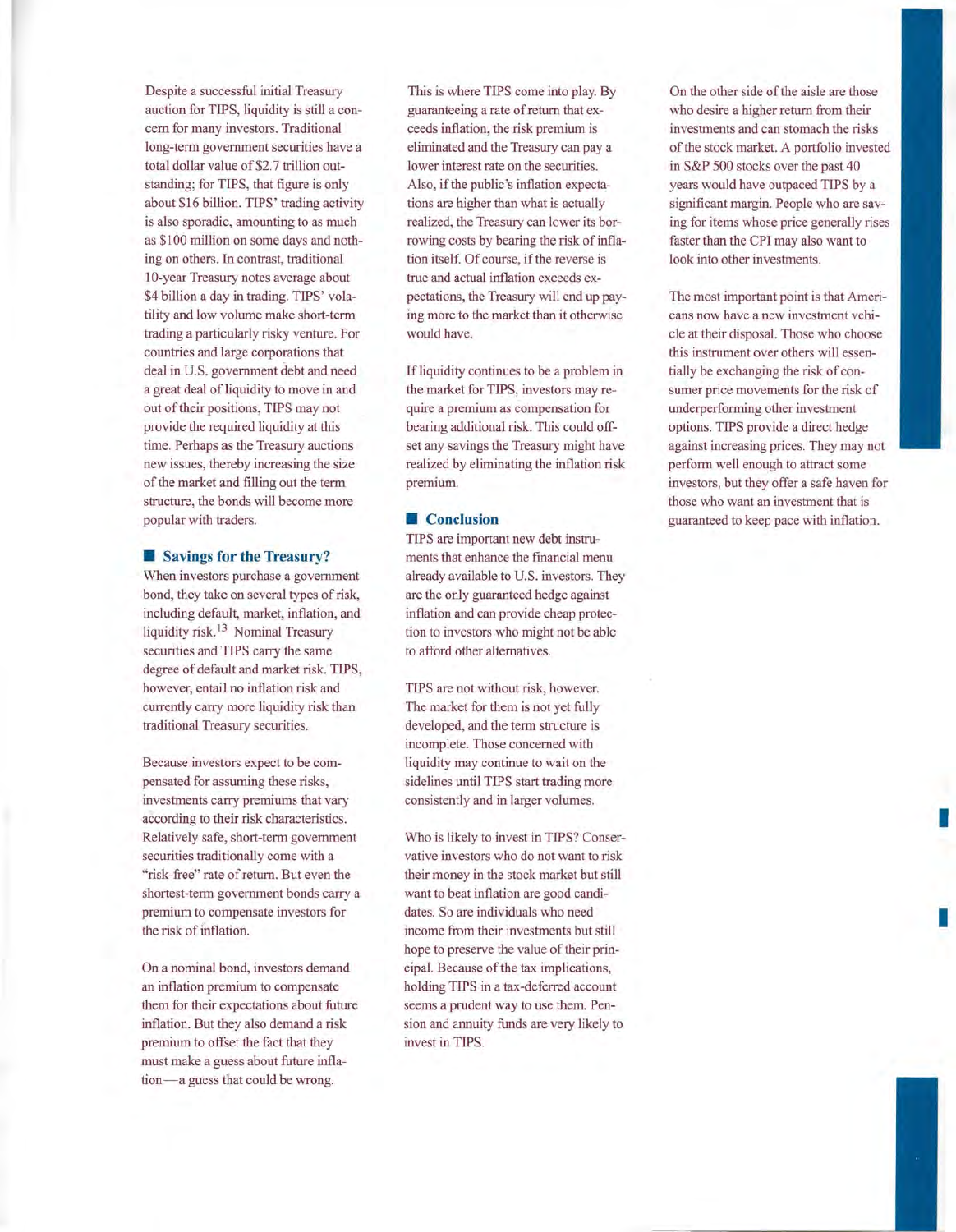Despite a successful initial Treasury auction for TIPS, liquidity is still a concern for many investors. Traditional long-term government securities have a total dollar value of $2.7 trillion outstanding; for TIPS, that figure is only about $16 billion. TIPS' trading activity is also sporadic, amounting to as much as $100 million on some days and nothing on others. In contrast, traditional 10-year Treasury notes average about $4 billion a day in trading. TIPS' volatility and low volume make short-term trading a particularly risky venture. For countries and large corporations that deal in U.S. government debt and need a great deal of liquidity to move in and out of their positions, TIPS may not provide the required liquidity at this time. Perhaps as the Treasury auctions new issues, thereby increasing the size of the market and filling out the term structure, the bonds will become more popular with traders.

## Savings for the Treasury?

When investors purchase a government bond, they take on several types of risk, including default, market, inflation, and liquidity risk.[13] Nominal Treasury securities and TIPS carry the same degree of default and market risk. TIPS, however, entail no inflation risk and currently carry more liquidity risk than traditional Treasury securities.

Because investors expect to be compensated for assuming these risks, investments carry premiums that vary according to their risk characteristics. Relatively safe, short-term government securities traditionally come with a "risk-free" rate of return. But even the shortest-term government bonds carry a premium to compensate investors for the risk of inflation.

On a nominal bond, investors demand an inflation premium to compensate them for their expectations about future inflation. But they also demand a risk premium to offset the fact that they must make a guess about future inflation—a guess that could be wrong.

This is where TIPS come into play. By guaranteeing a rate of return that exceeds inflation, the risk premium is eliminated and the Treasury can pay a lower interest rate on the securities. Also, if the public's inflation expectations are higher than what is actually realized, the Treasury can lower its borrowing costs by bearing the risk of inflation itself. Of course, if the reverse is true and actual inflation exceeds expectations, the Treasury will end up paying more to the market than it otherwise would have.

If liquidity continues to be a problem in the market for TIPS, investors may require a premium as compensation for bearing additional risk. This could offset any savings the Treasury might have realized by eliminating the inflation risk premium.

## Conclusion

TIPS are important new debt instruments that enhance the financial menu already available to U.S. investors. They are the only guaranteed hedge against inflation and can provide cheap protection to investors who might not be able to afford other alternatives.

TIPS are not without risk, however. The market for them is not yet fully developed, and the term structure is incomplete. Those concerned with liquidity may continue to wait on the sidelines until TIPS start trading more consistently and in larger volumes.

Who is likely to invest in TIPS? Conservative investors who do not want to risk their money in the stock market but still want to beat inflation are good candidates. So are individuals who need income from their investments but still hope to preserve the value of their principal. Because of the tax implications, holding TIPS in a tax-deferred account seems a prudent way to use them. Pension and annuity funds are very likely to invest in TIPS.

On the other side of the aisle are those who desire a higher return from their investments and can stomach the risks of the stock market. A portfolio invested in S&P 500 stocks over the past 40 years would have outpaced TIPS by a significant margin. People who are saving for items whose price generally rises faster than the CPI may also want to look into other investments.

The most important point is that Americans now have a new investment vehicle at their disposal. Those who choose this instrument over others will essentially be exchanging the risk of consumer price movements for the risk of underperforming other investment options. TIPS provide a direct hedge against increasing prices. They may not perform well enough to attract some investors, but they offer a safe haven for those who want an investment that is guaranteed to keep pace with inflation.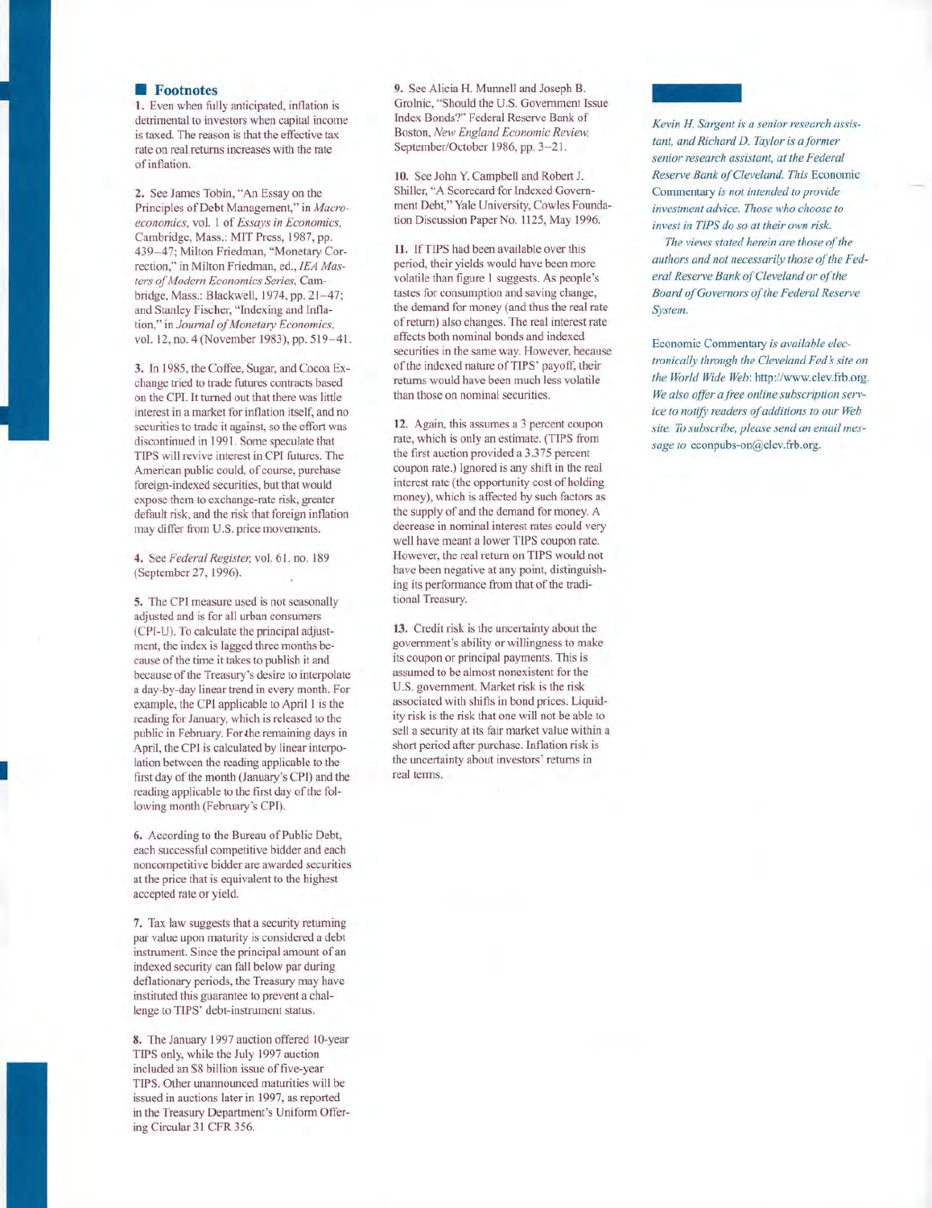## Footnotes

1. Even when fully anticipated, inflation is detrimental to investors when capital income is taxed. The reason is that the effective tax rate on real returns increases with the rate of inflation.

2. See James Tobin, "An Essay on the Principles of Debt Management," in *Macroeconomics*, vol. 1 of *Essays in Economics*, Cambridge, Mass.: MIT Press, 1987, pp. 439–47; Milton Friedman, "Monetary Correction," in Milton Friedman, ed., *IEA Masters of Modern Economics Series*, Cambridge, Mass.: Blackwell, 1974, pp. 21–47; and Stanley Fischer, "Indexing and Inflation," in *Journal of Monetary Economics*, vol. 12, no. 4 (November 1983), pp. 519–41.

3. In 1985, the Coffee, Sugar, and Cocoa Exchange tried to trade futures contracts based on the CPI. It turned out that there was little interest in a market for inflation itself, and no securities to trade it against, so the effort was discontinued in 1991. Some speculate that TIPS will revive interest in CPI futures. The American public could, of course, purchase foreign-indexed securities, but that would expose them to exchange-rate risk, greater default risk, and the risk that foreign inflation may differ from U.S. price movements.

4. See *Federal Register*, vol. 61, no. 189 (September 27, 1996).

5. The CPI measure used is not seasonally adjusted and is for all urban consumers (CPI-U). To calculate the principal adjustment, the index is lagged three months because of the time it takes to publish it and because of the Treasury's desire to interpolate a day-by-day linear trend in every month. For example, the CPI applicable to April 1 is the reading for January, which is released to the public in February. For the remaining days in April, the CPI is calculated by linear interpolation between the reading applicable to the first day of the month (January's CPI) and the reading applicable to the first day of the following month (February's CPI).

6. According to the Bureau of Public Debt, each successful competitive bidder and each noncompetitive bidder are awarded securities at the price that is equivalent to the highest accepted rate or yield.

7. Tax law suggests that a security returning par value upon maturity is considered a debt instrument. Since the principal amount of an indexed security can fall below par during deflationary periods, the Treasury may have instituted this guarantee to prevent a challenge to TIPS' debt-instrument status.

8. The January 1997 auction offered 10-year TIPS only, while the July 1997 auction included an $8 billion issue of five-year TIPS. Other unannounced maturities will be issued in auctions later in 1997, as reported in the Treasury Department's Uniform Offering Circular 31 CFR 356.

9. See Alicia H. Munnell and Joseph B. Grolnic, "Should the U.S. Government Issue Index Bonds?" Federal Reserve Bank of Boston, *New England Economic Review*, September/October 1986, pp. 3–21.

10. See John Y. Campbell and Robert J. Shiller, "A Scorecard for Indexed Government Debt," Yale University, Cowles Foundation Discussion Paper No. 1125, May 1996.

11. If TIPS had been available over this period, their yields would have been more volatile than figure 1 suggests. As people's tastes for consumption and saving change, the demand for money (and thus the real rate of return) also changes. The real interest rate affects both nominal bonds and indexed securities in the same way. However, because of the indexed nature of TIPS' payoff, their returns would have been much less volatile than those on nominal securities.

12. Again, this assumes a 3 percent coupon rate, which is only an estimate. (TIPS from the first auction provided a 3.375 percent coupon rate.) Ignored is any shift in the real interest rate (the opportunity cost of holding money), which is affected by such factors as the supply of and the demand for money. A decrease in nominal interest rates could very well have meant a lower TIPS coupon rate. However, the real return on TIPS would not have been negative at any point, distinguishing its performance from that of the traditional Treasury.

13. Credit risk is the uncertainty about the government's ability or willingness to make its coupon or principal payments. This is assumed to be almost nonexistent for the U.S. government. Market risk is the risk associated with shifts in bond prices. Liquidity risk is the risk that one will not be able to sell a security at its fair market value within a short period after purchase. Inflation risk is the uncertainty about investors' returns in real terms.

*Kevin H. Sargent is a senior research assistant, and Richard D. Taylor is a former senior research assistant, at the Federal Reserve Bank of Cleveland. This* Economic Commentary *is not intended to provide investment advice. Those who choose to invest in TIPS do so at their own risk.*

*The views stated herein are those of the authors and not necessarily those of the Federal Reserve Bank of Cleveland or of the Board of Governors of the Federal Reserve System.*

Economic Commentary *is available electronically through the Cleveland Fed's site on the World Wide Web:* http://www.clev.frb.org. *We also offer a free online subscription service to notify readers of additions to our Web site. To subscribe, please send an email message to* econpubs-on@clev.frb.org.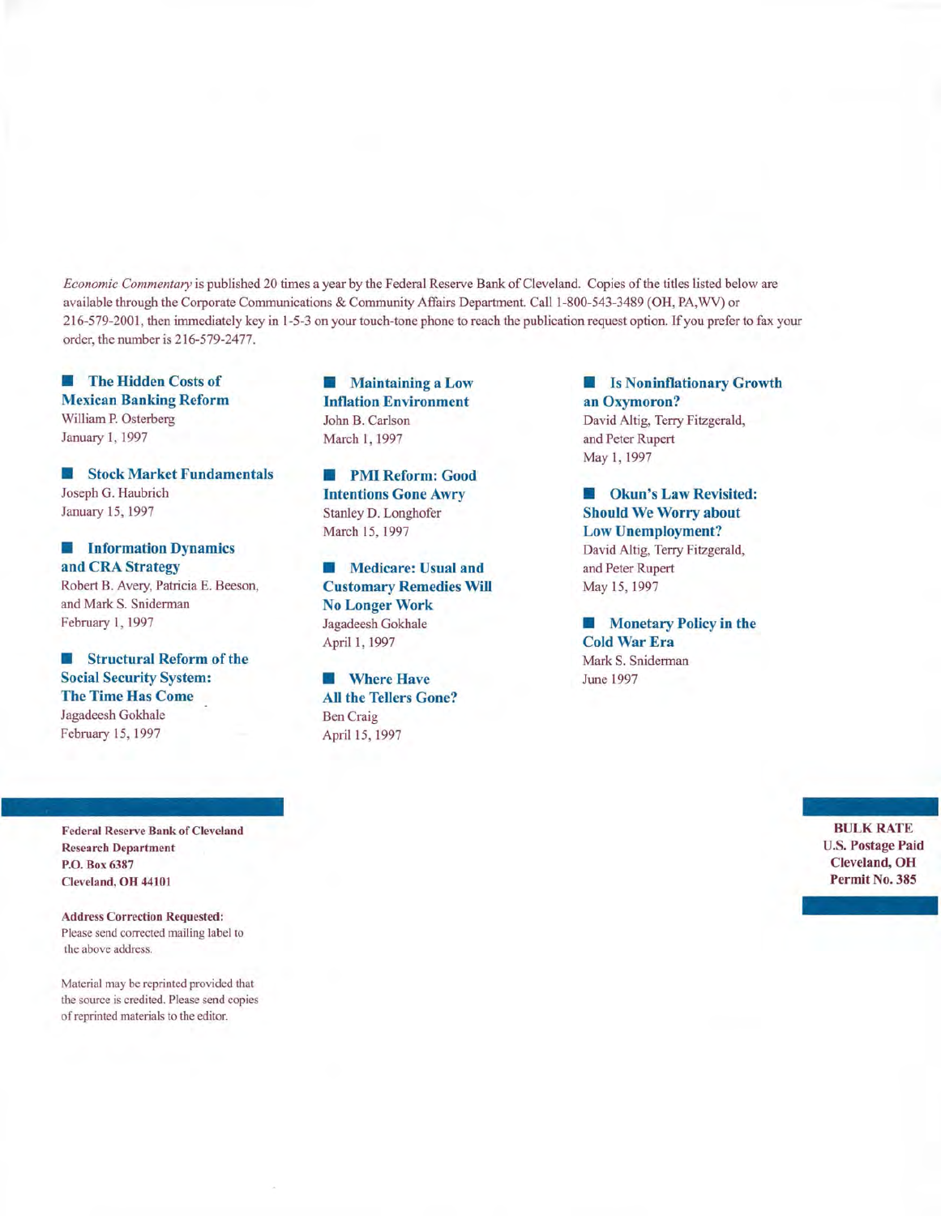*Economic Commentary* is published 20 times a year by the Federal Reserve Bank of Cleveland. Copies of the titles listed below are available through the Corporate Communications & Community Affairs Department. Call 1-800-543-3489 (OH, PA, WV) or 216-579-2001, then immediately key in 1-5-3 on your touch-tone phone to reach the publication request option. If you prefer to fax your order, the number is 216-579-2477.

**The Hidden Costs of Mexican Banking Reform**
William P. Osterberg
January 1, 1997

**Stock Market Fundamentals**
Joseph G. Haubrich
January 15, 1997

**Information Dynamics and CRA Strategy**
Robert B. Avery, Patricia E. Beeson, and Mark S. Sniderman
February 1, 1997

**Structural Reform of the Social Security System: The Time Has Come**
Jagadeesh Gokhale
February 15, 1997

**Maintaining a Low Inflation Environment**
John B. Carlson
March 1, 1997

**PMI Reform: Good Intentions Gone Awry**
Stanley D. Longhofer
March 15, 1997

**Medicare: Usual and Customary Remedies Will No Longer Work**
Jagadeesh Gokhale
April 1, 1997

**Where Have All the Tellers Gone?**
Ben Craig
April 15, 1997

**Is Noninflationary Growth an Oxymoron?**
David Altig, Terry Fitzgerald, and Peter Rupert
May 1, 1997

**Okun's Law Revisited: Should We Worry about Low Unemployment?**
David Altig, Terry Fitzgerald, and Peter Rupert
May 15, 1997

**Monetary Policy in the Cold War Era**
Mark S. Sniderman
June 1997

**Federal Reserve Bank of Cleveland**
**Research Department**
**P.O. Box 6387**
**Cleveland, OH 44101**

**Address Correction Requested:**
Please send corrected mailing label to the above address.

Material may be reprinted provided that the source is credited. Please send copies of reprinted materials to the editor.

**BULK RATE**
**U.S. Postage Paid**
**Cleveland, OH**
**Permit No. 385**